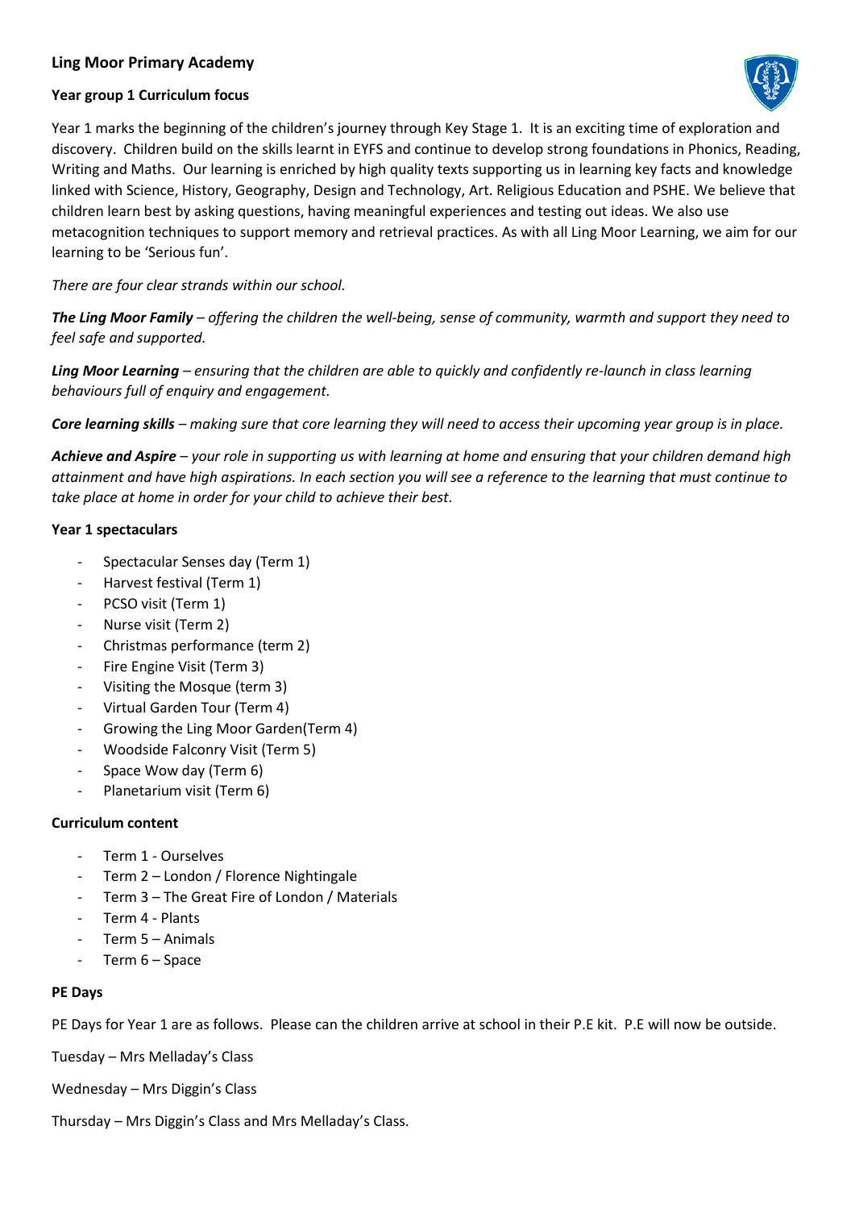# Ling Moor Primary Academy

## Year group 1 Curriculum focus

Year 1 marks the beginning of the children's journey through Key Stage 1. It is an exciting time of exploration and discovery. Children build on the skills learnt in EYFS and continue to develop strong foundations in Phonics, Reading, Writing and Maths. Our learning is enriched by high quality texts supporting us in learning key facts and knowledge linked with Science, History, Geography, Design and Technology, Art. Religious Education and PSHE. We believe that children learn best by asking questions, having meaningful experiences and testing out ideas. We also use metacognition techniques to support memory and retrieval practices. As with all Ling Moor Learning, we aim for our learning to be 'Serious fun'.

*There are four clear strands within our school.*

***The Ling Moor Family** – offering the children the well-being, sense of community, warmth and support they need to feel safe and supported.*

***Ling Moor Learning** – ensuring that the children are able to quickly and confidently re-launch in class learning behaviours full of enquiry and engagement.*

***Core learning skills** – making sure that core learning they will need to access their upcoming year group is in place.*

***Achieve and Aspire** – your role in supporting us with learning at home and ensuring that your children demand high attainment and have high aspirations. In each section you will see a reference to the learning that must continue to take place at home in order for your child to achieve their best.*

### Year 1 spectaculars

- Spectacular Senses day (Term 1)
- Harvest festival (Term 1)
- PCSO visit (Term 1)
- Nurse visit (Term 2)
- Christmas performance (term 2)
- Fire Engine Visit (Term 3)
- Visiting the Mosque (term 3)
- Virtual Garden Tour (Term 4)
- Growing the Ling Moor Garden(Term 4)
- Woodside Falconry Visit (Term 5)
- Space Wow day (Term 6)
- Planetarium visit (Term 6)

### Curriculum content

- Term 1 - Ourselves
- Term 2 – London / Florence Nightingale
- Term 3 – The Great Fire of London / Materials
- Term 4 - Plants
- Term 5 – Animals
- Term 6 – Space

### PE Days

PE Days for Year 1 are as follows. Please can the children arrive at school in their P.E kit. P.E will now be outside.

Tuesday – Mrs Melladay's Class

Wednesday – Mrs Diggin's Class

Thursday – Mrs Diggin's Class and Mrs Melladay's Class.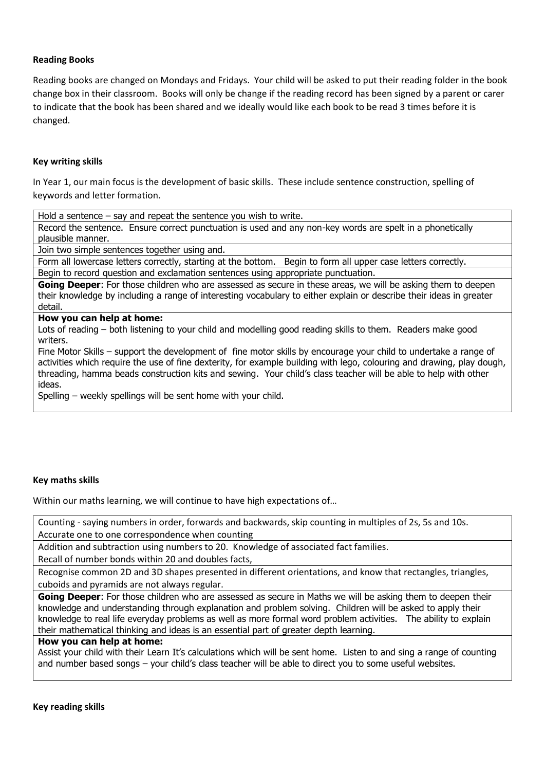**Reading Books**

Reading books are changed on Mondays and Fridays. Your child will be asked to put their reading folder in the book change box in their classroom. Books will only be change if the reading record has been signed by a parent or carer to indicate that the book has been shared and we ideally would like each book to be read 3 times before it is changed.

**Key writing skills**

In Year 1, our main focus is the development of basic skills. These include sentence construction, spelling of keywords and letter formation.

| |
|---|
| Hold a sentence – say and repeat the sentence you wish to write. |
| Record the sentence. Ensure correct punctuation is used and any non-key words are spelt in a phonetically plausible manner. |
| Join two simple sentences together using and. |
| Form all lowercase letters correctly, starting at the bottom. Begin to form all upper case letters correctly. |
| Begin to record question and exclamation sentences using appropriate punctuation. |
| **Going Deeper**: For those children who are assessed as secure in these areas, we will be asking them to deepen their knowledge by including a range of interesting vocabulary to either explain or describe their ideas in greater detail. |
| **How you can help at home:**<br>Lots of reading – both listening to your child and modelling good reading skills to them. Readers make good writers.<br>Fine Motor Skills – support the development of fine motor skills by encourage your child to undertake a range of activities which require the use of fine dexterity, for example building with lego, colouring and drawing, play dough, threading, hamma beads construction kits and sewing. Your child's class teacher will be able to help with other ideas.<br>Spelling – weekly spellings will be sent home with your child. |

**Key maths skills**

Within our maths learning, we will continue to have high expectations of…

| |
|---|
| Counting - saying numbers in order, forwards and backwards, skip counting in multiples of 2s, 5s and 10s.<br>Accurate one to one correspondence when counting |
| Addition and subtraction using numbers to 20. Knowledge of associated fact families.<br>Recall of number bonds within 20 and doubles facts, |
| Recognise common 2D and 3D shapes presented in different orientations, and know that rectangles, triangles, cuboids and pyramids are not always regular. |
| **Going Deeper**: For those children who are assessed as secure in Maths we will be asking them to deepen their knowledge and understanding through explanation and problem solving. Children will be asked to apply their knowledge to real life everyday problems as well as more formal word problem activities. The ability to explain their mathematical thinking and ideas is an essential part of greater depth learning. |
| **How you can help at home:**<br>Assist your child with their Learn It's calculations which will be sent home. Listen to and sing a range of counting and number based songs – your child's class teacher will be able to direct you to some useful websites. |

**Key reading skills**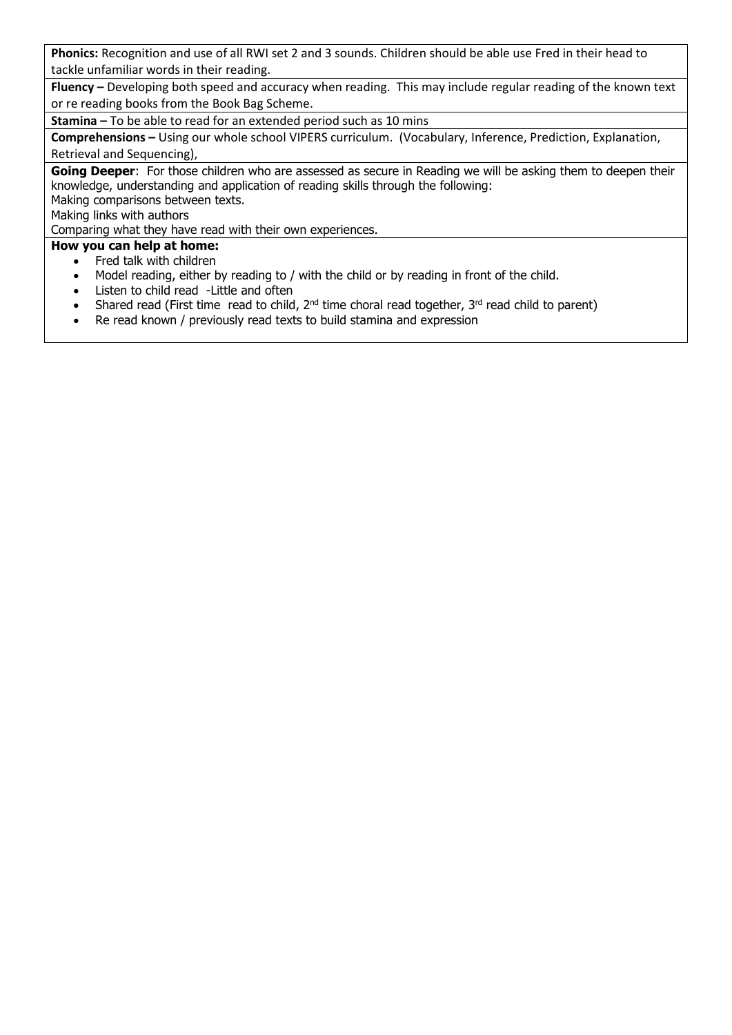**Phonics:** Recognition and use of all RWI set 2 and 3 sounds. Children should be able use Fred in their head to tackle unfamiliar words in their reading.

**Fluency –** Developing both speed and accuracy when reading. This may include regular reading of the known text or re reading books from the Book Bag Scheme.

**Stamina –** To be able to read for an extended period such as 10 mins

**Comprehensions –** Using our whole school VIPERS curriculum. (Vocabulary, Inference, Prediction, Explanation, Retrieval and Sequencing),

**Going Deeper**: For those children who are assessed as secure in Reading we will be asking them to deepen their knowledge, understanding and application of reading skills through the following:

Making comparisons between texts.

Making links with authors

Comparing what they have read with their own experiences.

**How you can help at home:**

- Fred talk with children
- Model reading, either by reading to / with the child or by reading in front of the child.
- Listen to child read -Little and often
- Shared read (First time read to child, 2nd time choral read together, 3rd read child to parent)
- Re read known / previously read texts to build stamina and expression